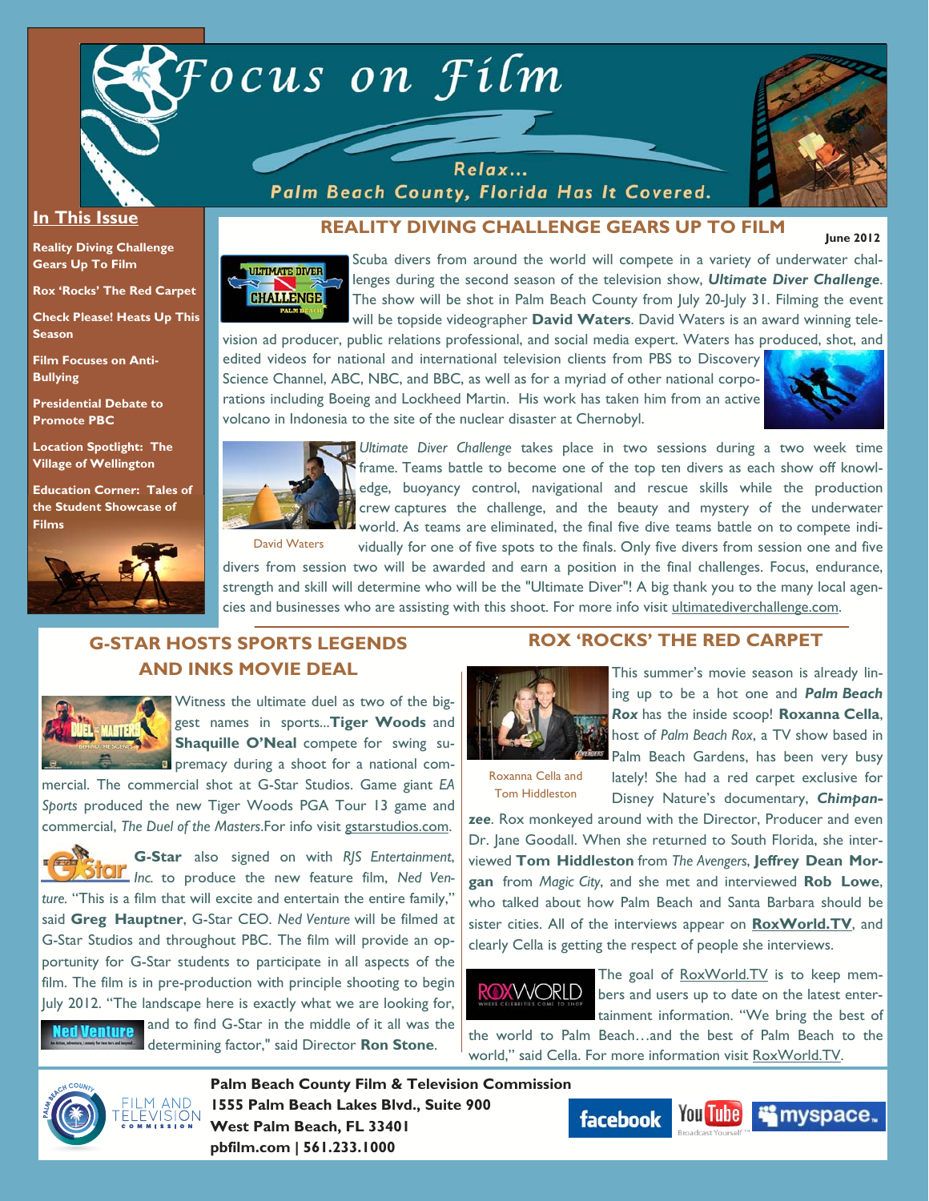# Focus on Film

Relax... Palm Beach County, Florida Has It Covered.

June 2012

## In This Issue

- Reality Diving Challenge Gears Up To Film
- Rox 'Rocks' The Red Carpet
- Check Please! Heats Up This Season
- Film Focuses on Anti-Bullying
- Presidential Debate to Promote PBC
- Location Spotlight: The Village of Wellington
- Education Corner: Tales of the Student Showcase of Films

## REALITY DIVING CHALLENGE GEARS UP TO FILM

Scuba divers from around the world will compete in a variety of underwater challenges during the second season of the television show, ***Ultimate Diver Challenge***. The show will be shot in Palm Beach County from July 20-July 31. Filming the event will be topside videographer **David Waters**. David Waters is an award winning television ad producer, public relations professional, and social media expert. Waters has produced, shot, and edited videos for national and international television clients from PBS to Discovery Science Channel, ABC, NBC, and BBC, as well as for a myriad of other national corporations including Boeing and Lockheed Martin. His work has taken him from an active volcano in Indonesia to the site of the nuclear disaster at Chernobyl.

David Waters

*Ultimate Diver Challenge* takes place in two sessions during a two week time frame. Teams battle to become one of the top ten divers as each show off knowledge, buoyancy control, navigational and rescue skills while the production crew captures the challenge, and the beauty and mystery of the underwater world. As teams are eliminated, the final five dive teams battle on to compete individually for one of five spots to the finals. Only five divers from session one and five divers from session two will be awarded and earn a position in the final challenges. Focus, endurance, strength and skill will determine who will be the "Ultimate Diver"! A big thank you to the many local agencies and businesses who are assisting with this shoot. For more info visit ultimatediverchallenge.com.

## G-STAR HOSTS SPORTS LEGENDS AND INKS MOVIE DEAL

Witness the ultimate duel as two of the biggest names in sports...**Tiger Woods** and **Shaquille O'Neal** compete for swing supremacy during a shoot for a national commercial. The commercial shot at G-Star Studios. Game giant *EA Sports* produced the new Tiger Woods PGA Tour 13 game and commercial, *The Duel of the Masters*.For info visit gstarstudios.com.

**G-Star** also signed on with *RJS Entertainment, Inc.* to produce the new feature film, *Ned Venture.* "This is a film that will excite and entertain the entire family," said **Greg Hauptner**, G-Star CEO. *Ned Venture* will be filmed at G-Star Studios and throughout PBC. The film will provide an opportunity for G-Star students to participate in all aspects of the film. The film is in pre-production with principle shooting to begin July 2012. "The landscape here is exactly what we are looking for, and to find G-Star in the middle of it all was the determining factor," said Director **Ron Stone**.

## ROX 'ROCKS' THE RED CARPET

Roxanna Cella and Tom Hiddleston

This summer's movie season is already lining up to be a hot one and ***Palm Beach Rox*** has the inside scoop! **Roxanna Cella**, host of *Palm Beach Rox*, a TV show based in Palm Beach Gardens, has been very busy lately! She had a red carpet exclusive for Disney Nature's documentary, ***Chimpanzee***. Rox monkeyed around with the Director, Producer and even Dr. Jane Goodall. When she returned to South Florida, she interviewed **Tom Hiddleston** from *The Avengers*, **Jeffrey Dean Morgan** from *Magic City*, and she met and interviewed **Rob Lowe**, who talked about how Palm Beach and Santa Barbara should be sister cities. All of the interviews appear on **RoxWorld.TV**, and clearly Cella is getting the respect of people she interviews.

The goal of RoxWorld.TV is to keep members and users up to date on the latest entertainment information. "We bring the best of the world to Palm Beach…and the best of Palm Beach to the world," said Cella. For more information visit RoxWorld.TV.

**Palm Beach County Film & Television Commission**
**1555 Palm Beach Lakes Blvd., Suite 900**
**West Palm Beach, FL 33401**
**pbfilm.com | 561.233.1000**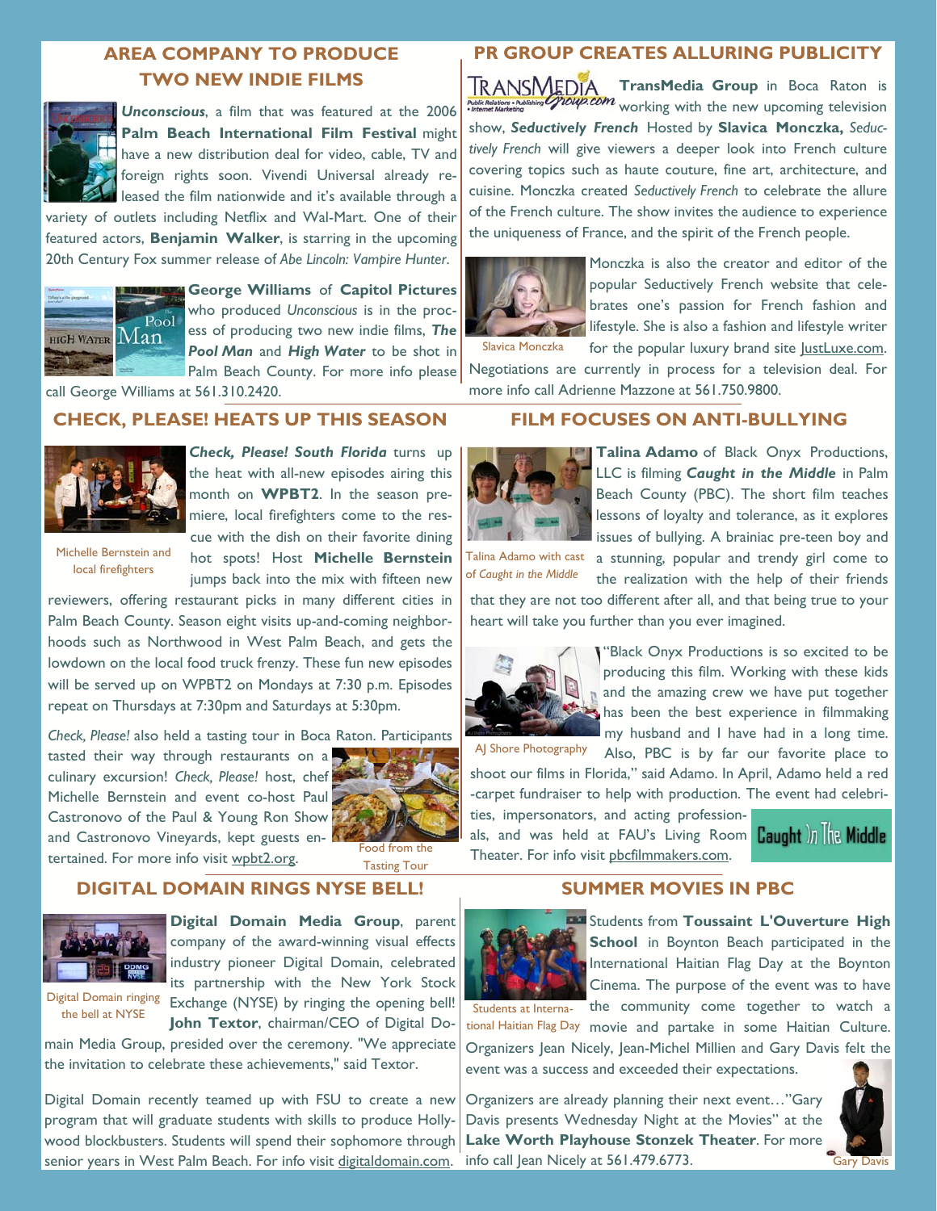## AREA COMPANY TO PRODUCE TWO NEW INDIE FILMS

***Unconscious***, a film that was featured at the 2006 **Palm Beach International Film Festival** might have a new distribution deal for video, cable, TV and foreign rights soon. Vivendi Universal already released the film nationwide and it's available through a variety of outlets including Netflix and Wal-Mart. One of their featured actors, **Benjamin Walker**, is starring in the upcoming 20th Century Fox summer release of *Abe Lincoln: Vampire Hunter*.

**George Williams** of **Capitol Pictures** who produced *Unconscious* is in the process of producing two new indie films, ***The Pool Man*** and ***High Water*** to be shot in Palm Beach County. For more info please call George Williams at 561.310.2420.

## PR GROUP CREATES ALLURING PUBLICITY

**TransMedia Group** in Boca Raton is working with the new upcoming television show, ***Seductively French*** Hosted by **Slavica Monczka,** *Seductively French* will give viewers a deeper look into French culture covering topics such as haute couture, fine art, architecture, and cuisine. Monczka created *Seductively French* to celebrate the allure of the French culture. The show invites the audience to experience the uniqueness of France, and the spirit of the French people.

Monczka is also the creator and editor of the popular Seductively French website that celebrates one's passion for French fashion and lifestyle. She is also a fashion and lifestyle writer for the popular luxury brand site JustLuxe.com. Negotiations are currently in process for a television deal. For more info call Adrienne Mazzone at 561.750.9800.

Slavica Monczka

## CHECK, PLEASE! HEATS UP THIS SEASON

***Check, Please! South Florida*** turns up the heat with all-new episodes airing this month on **WPBT2**. In the season premiere, local firefighters come to the rescue with the dish on their favorite dining hot spots! Host **Michelle Bernstein** jumps back into the mix with fifteen new reviewers, offering restaurant picks in many different cities in Palm Beach County. Season eight visits up-and-coming neighborhoods such as Northwood in West Palm Beach, and gets the lowdown on the local food truck frenzy. These fun new episodes will be served up on WPBT2 on Mondays at 7:30 p.m. Episodes repeat on Thursdays at 7:30pm and Saturdays at 5:30pm.

Michelle Bernstein and local firefighters

*Check, Please!* also held a tasting tour in Boca Raton. Participants tasted their way through restaurants on a culinary excursion! *Check, Please!* host, chef Michelle Bernstein and event co-host Paul Castronovo of the Paul & Young Ron Show and Castronovo Vineyards, kept guests entertained. For more info visit wpbt2.org.

Food from the Tasting Tour

## FILM FOCUSES ON ANTI-BULLYING

**Talina Adamo** of Black Onyx Productions, LLC is filming ***Caught in the Middle*** in Palm Beach County (PBC). The short film teaches lessons of loyalty and tolerance, as it explores issues of bullying. A brainiac pre-teen boy and a stunning, popular and trendy girl come to the realization with the help of their friends that they are not too different after all, and that being true to your heart will take you further than you ever imagined.

Talina Adamo with cast of *Caught in the Middle*

"Black Onyx Productions is so excited to be producing this film. Working with these kids and the amazing crew we have put together has been the best experience in filmmaking my husband and I have had in a long time. Also, PBC is by far our favorite place to shoot our films in Florida," said Adamo. In April, Adamo held a red-carpet fundraiser to help with production. The event had celebrities, impersonators, and acting professionals, and was held at FAU's Living Room Theater. For info visit pbcfilmmakers.com.

AJ Shore Photography

## DIGITAL DOMAIN RINGS NYSE BELL!

**Digital Domain Media Group**, parent company of the award-winning visual effects industry pioneer Digital Domain, celebrated its partnership with the New York Stock Exchange (NYSE) by ringing the opening bell! **John Textor**, chairman/CEO of Digital Domain Media Group, presided over the ceremony. "We appreciate the invitation to celebrate these achievements," said Textor.

Digital Domain ringing the bell at NYSE

Digital Domain recently teamed up with FSU to create a new program that will graduate students with skills to produce Hollywood blockbusters. Students will spend their sophomore through senior years in West Palm Beach. For info visit digitaldomain.com.

## SUMMER MOVIES IN PBC

Students from **Toussaint L'Ouverture High School** in Boynton Beach participated in the International Haitian Flag Day at the Boynton Cinema. The purpose of the event was to have the community come together to watch a movie and partake in some Haitian Culture. Organizers Jean Nicely, Jean-Michel Millien and Gary Davis felt the event was a success and exceeded their expectations.

Students at International Haitian Flag Day

Organizers are already planning their next event…"Gary Davis presents Wednesday Night at the Movies" at the **Lake Worth Playhouse Stonzek Theater**. For more info call Jean Nicely at 561.479.6773.

Gary Davis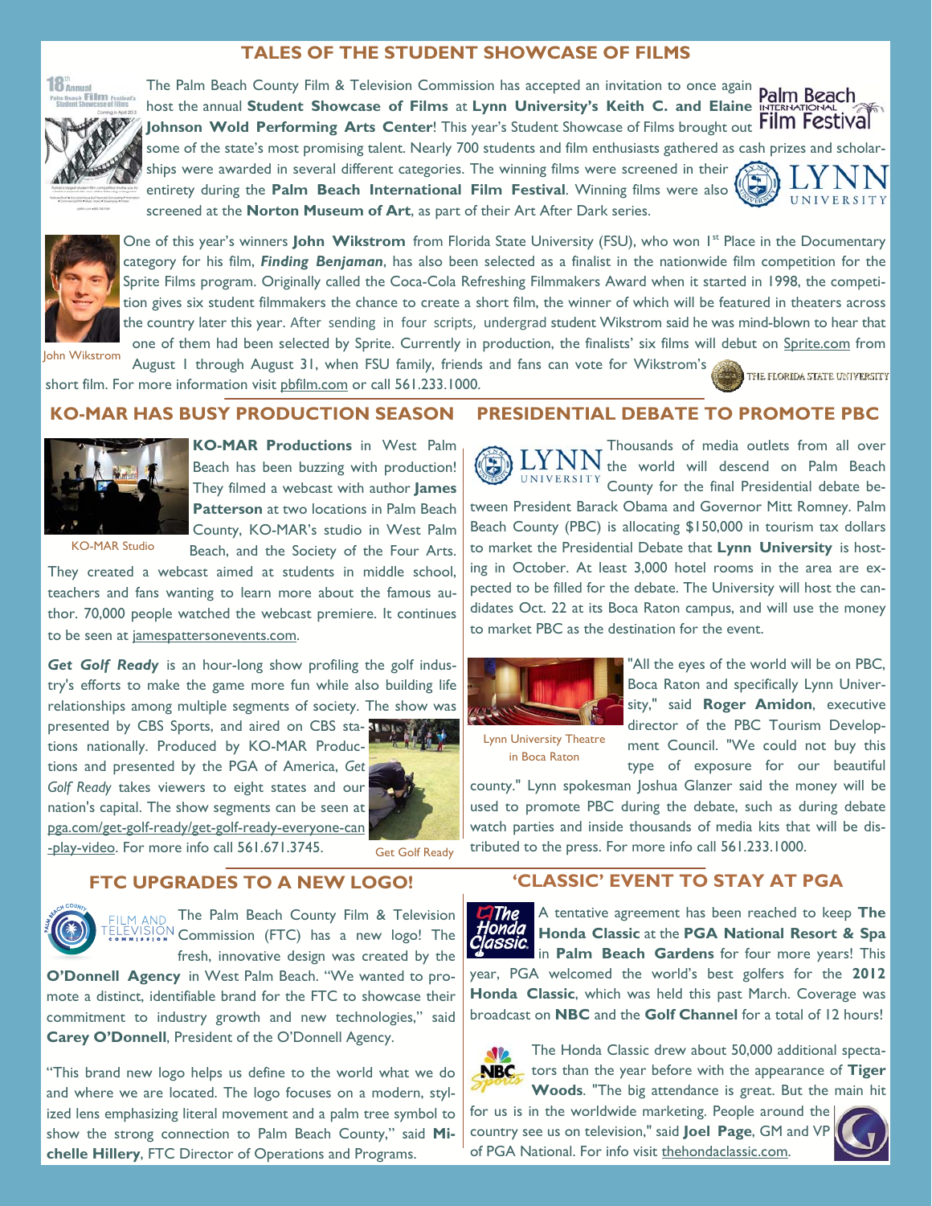## TALES OF THE STUDENT SHOWCASE OF FILMS

The Palm Beach County Film & Television Commission has accepted an invitation to once again host the annual **Student Showcase of Films** at **Lynn University's Keith C. and Elaine Johnson Wold Performing Arts Center**! This year's Student Showcase of Films brought out some of the state's most promising talent. Nearly 700 students and film enthusiasts gathered as cash prizes and scholarships were awarded in several different categories. The winning films were screened in their entirety during the **Palm Beach International Film Festival**. Winning films were also screened at the **Norton Museum of Art**, as part of their Art After Dark series.

One of this year's winners **John Wikstrom** from Florida State University (FSU), who won 1st Place in the Documentary category for his film, ***Finding Benjaman***, has also been selected as a finalist in the nationwide film competition for the Sprite Films program. Originally called the Coca-Cola Refreshing Filmmakers Award when it started in 1998, the competition gives six student filmmakers the chance to create a short film, the winner of which will be featured in theaters across the country later this year. After sending in four scripts, undergrad student Wikstrom said he was mind-blown to hear that one of them had been selected by Sprite. Currently in production, the finalists' six films will debut on Sprite.com from August 1 through August 31, when FSU family, friends and fans can vote for Wikstrom's short film. For more information visit pbfilm.com or call 561.233.1000.

John Wikstrom

## KO-MAR HAS BUSY PRODUCTION SEASON

**KO-MAR Productions** in West Palm Beach has been buzzing with production! They filmed a webcast with author **James Patterson** at two locations in Palm Beach County, KO-MAR's studio in West Palm Beach, and the Society of the Four Arts. They created a webcast aimed at students in middle school, teachers and fans wanting to learn more about the famous author. 70,000 people watched the webcast premiere. It continues to be seen at jamespattersonevents.com.

KO-MAR Studio

***Get Golf Ready*** is an hour-long show profiling the golf industry's efforts to make the game more fun while also building life relationships among multiple segments of society. The show was presented by CBS Sports, and aired on CBS stations nationally. Produced by KO-MAR Productions and presented by the PGA of America, *Get Golf Ready* takes viewers to eight states and our nation's capital. The show segments can be seen at pga.com/get-golf-ready/get-golf-ready-everyone-can-play-video. For more info call 561.671.3745.

Get Golf Ready

## PRESIDENTIAL DEBATE TO PROMOTE PBC

Thousands of media outlets from all over the world will descend on Palm Beach County for the final Presidential debate between President Barack Obama and Governor Mitt Romney. Palm Beach County (PBC) is allocating $150,000 in tourism tax dollars to market the Presidential Debate that **Lynn University** is hosting in October. At least 3,000 hotel rooms in the area are expected to be filled for the debate. The University will host the candidates Oct. 22 at its Boca Raton campus, and will use the money to market PBC as the destination for the event.

"All the eyes of the world will be on PBC, Boca Raton and specifically Lynn University," said **Roger Amidon**, executive director of the PBC Tourism Development Council. "We could not buy this type of exposure for our beautiful county." Lynn spokesman Joshua Glanzer said the money will be used to promote PBC during the debate, such as during debate watch parties and inside thousands of media kits that will be distributed to the press. For more info call 561.233.1000.

Lynn University Theatre in Boca Raton

## FTC UPGRADES TO A NEW LOGO!

The Palm Beach County Film & Television Commission (FTC) has a new logo! The fresh, innovative design was created by the **O'Donnell Agency** in West Palm Beach. "We wanted to promote a distinct, identifiable brand for the FTC to showcase their commitment to industry growth and new technologies," said **Carey O'Donnell**, President of the O'Donnell Agency.

"This brand new logo helps us define to the world what we do and where we are located. The logo focuses on a modern, stylized lens emphasizing literal movement and a palm tree symbol to show the strong connection to Palm Beach County," said **Michelle Hillery**, FTC Director of Operations and Programs.

## 'CLASSIC' EVENT TO STAY AT PGA

A tentative agreement has been reached to keep **The Honda Classic** at the **PGA National Resort & Spa** in **Palm Beach Gardens** for four more years! This year, PGA welcomed the world's best golfers for the **2012 Honda Classic**, which was held this past March. Coverage was broadcast on **NBC** and the **Golf Channel** for a total of 12 hours!

The Honda Classic drew about 50,000 additional spectators than the year before with the appearance of **Tiger Woods**. "The big attendance is great. But the main hit for us is in the worldwide marketing. People around the country see us on television," said **Joel Page**, GM and VP of PGA National. For info visit thehondaclassic.com.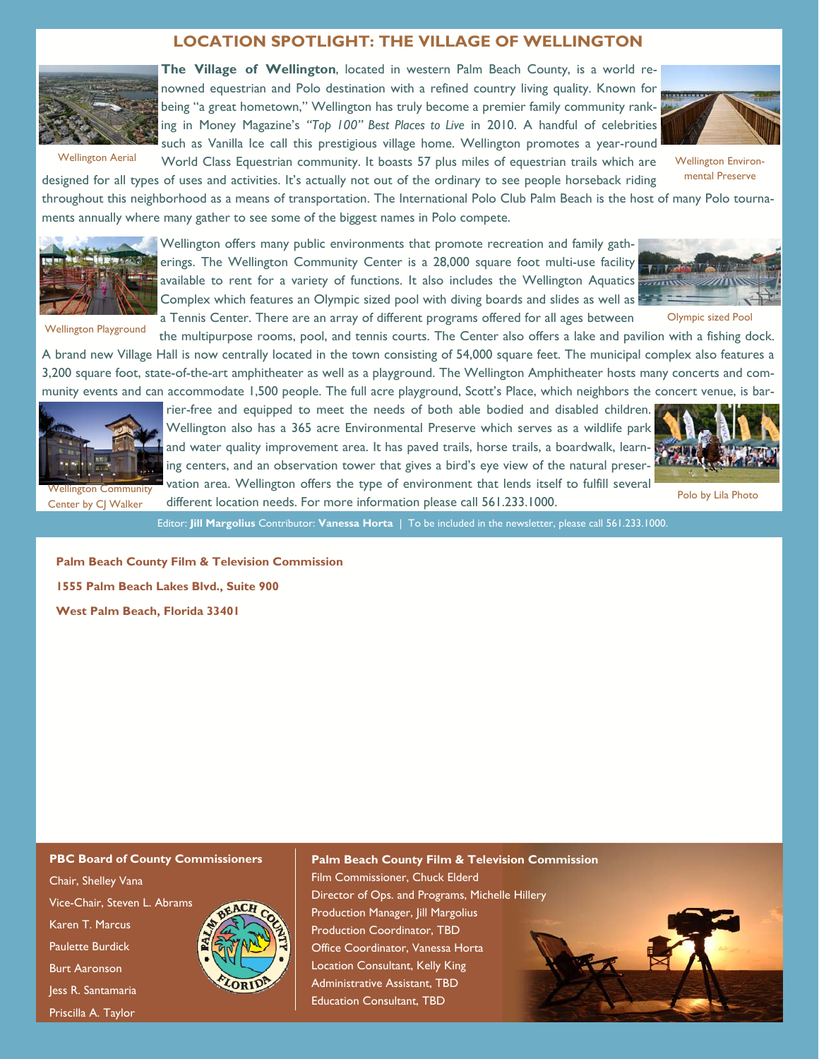## LOCATION SPOTLIGHT: THE VILLAGE OF WELLINGTON

Wellington Aerial

Wellington Environmental Preserve

**The Village of Wellington**, located in western Palm Beach County, is a world renowned equestrian and Polo destination with a refined country living quality. Known for being "a great hometown," Wellington has truly become a premier family community ranking in Money Magazine's *"Top 100" Best Places to Live* in 2010. A handful of celebrities such as Vanilla Ice call this prestigious village home. Wellington promotes a year-round World Class Equestrian community. It boasts 57 plus miles of equestrian trails which are designed for all types of uses and activities. It's actually not out of the ordinary to see people horseback riding throughout this neighborhood as a means of transportation. The International Polo Club Palm Beach is the host of many Polo tournaments annually where many gather to see some of the biggest names in Polo compete.

Wellington Playground

Olympic sized Pool

Wellington offers many public environments that promote recreation and family gatherings. The Wellington Community Center is a 28,000 square foot multi-use facility available to rent for a variety of functions. It also includes the Wellington Aquatics Complex which features an Olympic sized pool with diving boards and slides as well as a Tennis Center. There are an array of different programs offered for all ages between the multipurpose rooms, pool, and tennis courts. The Center also offers a lake and pavilion with a fishing dock. A brand new Village Hall is now centrally located in the town consisting of 54,000 square feet. The municipal complex also features a 3,200 square foot, state-of-the-art amphitheater as well as a playground. The Wellington Amphitheater hosts many concerts and community events and can accommodate 1,500 people. The full acre playground, Scott's Place, which neighbors the concert venue, is barrier-free and equipped to meet the needs of both able bodied and disabled children. Wellington also has a 365 acre Environmental Preserve which serves as a wildlife park and water quality improvement area. It has paved trails, horse trails, a boardwalk, learning centers, and an observation tower that gives a bird's eye view of the natural preservation area. Wellington offers the type of environment that lends itself to fulfill several different location needs. For more information please call 561.233.1000.

Wellington Community Center by CJ Walker

Polo by Lila Photo

Editor: **Jill Margolius** Contributor: **Vanessa Horta** | To be included in the newsletter, please call 561.233.1000.

**Palm Beach County Film & Television Commission**

**1555 Palm Beach Lakes Blvd., Suite 900**

**West Palm Beach, Florida 33401**

**PBC Board of County Commissioners**

Chair, Shelley Vana
Vice-Chair, Steven L. Abrams
Karen T. Marcus
Paulette Burdick
Burt Aaronson
Jess R. Santamaria
Priscilla A. Taylor

**Palm Beach County Film & Television Commission**

Film Commissioner, Chuck Elderd
Director of Ops. and Programs, Michelle Hillery
Production Manager, Jill Margolius
Production Coordinator, TBD
Office Coordinator, Vanessa Horta
Location Consultant, Kelly King
Administrative Assistant, TBD
Education Consultant, TBD